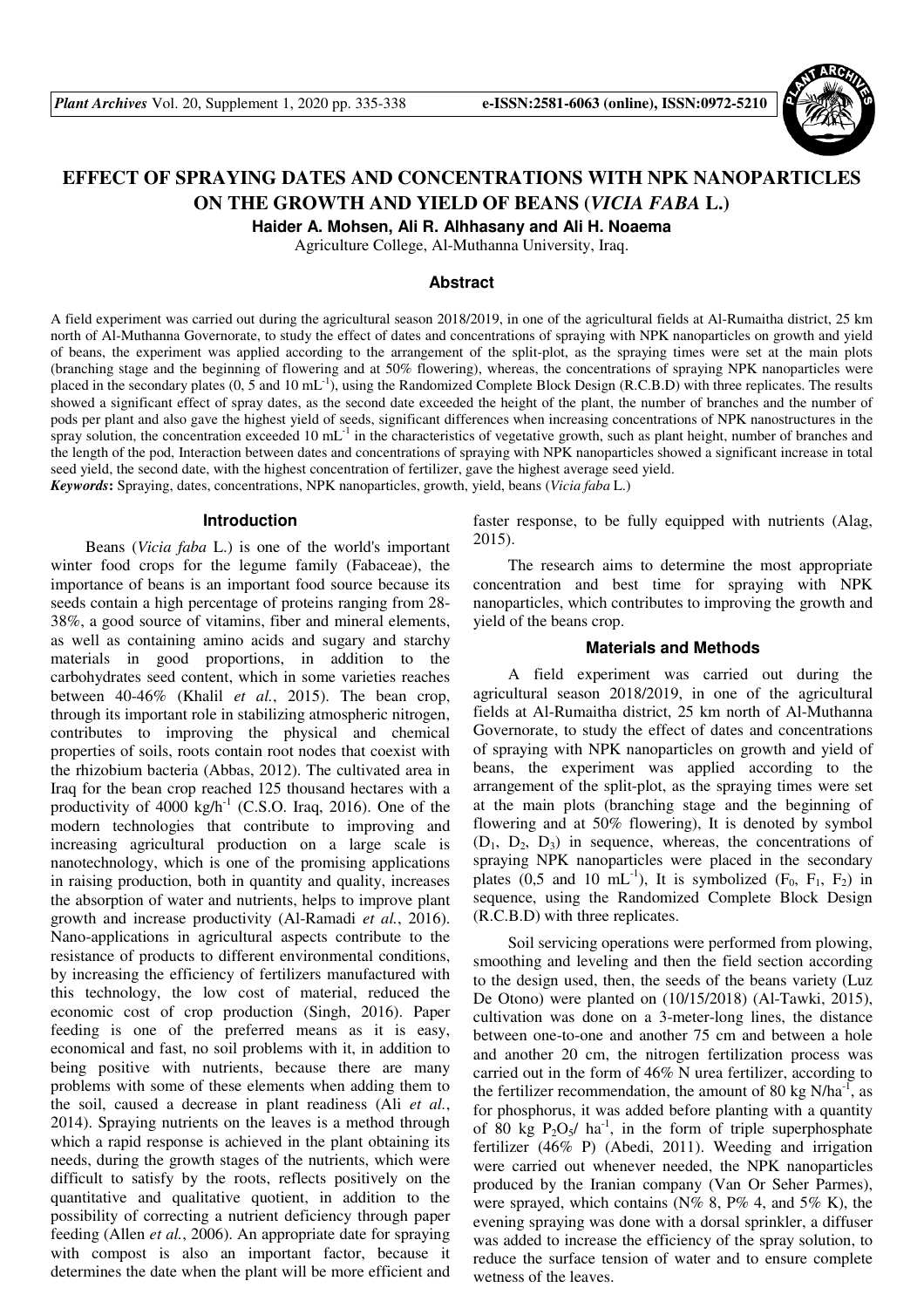# EFFECT OF SPRAYING DATES AND CONCENTRATIONS WITH NPK NANOPARTICLES ON THE GROWTH AND YIELD OF BEANS (*VICIA FABA* L.)

**Haider A. Mohsen, Ali R. Alhhasany and Ali H. Noaema**

Agriculture College, Al-Muthanna University, Iraq.

## Abstract

A field experiment was carried out during the agricultural season 2018/2019, in one of the agricultural fields at Al-Rumaitha district, 25 km north of Al-Muthanna Governorate, to study the effect of dates and concentrations of spraying with NPK nanoparticles on growth and yield of beans, the experiment was applied according to the arrangement of the split-plot, as the spraying times were set at the main plots (branching stage and the beginning of flowering and at 50% flowering), whereas, the concentrations of spraying NPK nanoparticles were placed in the secondary plates (0, 5 and 10 $mL^{-1}$), using the Randomized Complete Block Design (R.C.B.D) with three replicates. The results showed a significant effect of spray dates, as the second date exceeded the height of the plant, the number of branches and the number of pods per plant and also gave the highest yield of seeds, significant differences when increasing concentrations of NPK nanostructures in the spray solution, the concentration exceeded 10 $mL^{-1}$ in the characteristics of vegetative growth, such as plant height, number of branches and the length of the pod, Interaction between dates and concentrations of spraying with NPK nanoparticles showed a significant increase in total seed yield, the second date, with the highest concentration of fertilizer, gave the highest average seed yield.

***Keywords*:** Spraying, dates, concentrations, NPK nanoparticles, growth, yield, beans (*Vicia faba* L.)

## Introduction

Beans (*Vicia faba* L.) is one of the world's important winter food crops for the legume family (Fabaceae), the importance of beans is an important food source because its seeds contain a high percentage of proteins ranging from 28-38%, a good source of vitamins, fiber and mineral elements, as well as containing amino acids and sugary and starchy materials in good proportions, in addition to the carbohydrates seed content, which in some varieties reaches between 40-46% (Khalil *et al.*, 2015). The bean crop, through its important role in stabilizing atmospheric nitrogen, contributes to improving the physical and chemical properties of soils, roots contain root nodes that coexist with the rhizobium bacteria (Abbas, 2012). The cultivated area in Iraq for the bean crop reached 125 thousand hectares with a productivity of 4000 $kg/h^{-1}$ (C.S.O. Iraq, 2016). One of the modern technologies that contribute to improving and increasing agricultural production on a large scale is nanotechnology, which is one of the promising applications in raising production, both in quantity and quality, increases the absorption of water and nutrients, helps to improve plant growth and increase productivity (Al-Ramadi *et al.*, 2016). Nano-applications in agricultural aspects contribute to the resistance of products to different environmental conditions, by increasing the efficiency of fertilizers manufactured with this technology, the low cost of material, reduced the economic cost of crop production (Singh, 2016). Paper feeding is one of the preferred means as it is easy, economical and fast, no soil problems with it, in addition to being positive with nutrients, because there are many problems with some of these elements when adding them to the soil, caused a decrease in plant readiness (Ali *et al.*, 2014). Spraying nutrients on the leaves is a method through which a rapid response is achieved in the plant obtaining its needs, during the growth stages of the nutrients, which were difficult to satisfy by the roots, reflects positively on the quantitative and qualitative quotient, in addition to the possibility of correcting a nutrient deficiency through paper feeding (Allen *et al.*, 2006). An appropriate date for spraying with compost is also an important factor, because it determines the date when the plant will be more efficient and faster response, to be fully equipped with nutrients (Alag, 2015).

The research aims to determine the most appropriate concentration and best time for spraying with NPK nanoparticles, which contributes to improving the growth and yield of the beans crop.

## Materials and Methods

A field experiment was carried out during the agricultural season 2018/2019, in one of the agricultural fields at Al-Rumaitha district, 25 km north of Al-Muthanna Governorate, to study the effect of dates and concentrations of spraying with NPK nanoparticles on growth and yield of beans, the experiment was applied according to the arrangement of the split-plot, as the spraying times were set at the main plots (branching stage and the beginning of flowering and at 50% flowering), It is denoted by symbol ($D_1$, $D_2$, $D_3$) in sequence, whereas, the concentrations of spraying NPK nanoparticles were placed in the secondary plates (0,5 and 10 $mL^{-1}$), It is symbolized ($F_0$, $F_1$, $F_2$) in sequence, using the Randomized Complete Block Design (R.C.B.D) with three replicates.

Soil servicing operations were performed from plowing, smoothing and leveling and then the field section according to the design used, then, the seeds of the beans variety (Luz De Otono) were planted on (10/15/2018) (Al-Tawki, 2015), cultivation was done on a 3-meter-long lines, the distance between one-to-one and another 75 cm and between a hole and another 20 cm, the nitrogen fertilization process was carried out in the form of 46% N urea fertilizer, according to the fertilizer recommendation, the amount of 80 kg $N/ha^{-1}$, as for phosphorus, it was added before planting with a quantity of 80 kg $P_2O_5$/ $ha^{-1}$, in the form of triple superphosphate fertilizer (46% P) (Abedi, 2011). Weeding and irrigation were carried out whenever needed, the NPK nanoparticles produced by the Iranian company (Van Or Seher Parmes), were sprayed, which contains (N% 8, P% 4, and 5% K), the evening spraying was done with a dorsal sprinkler, a diffuser was added to increase the efficiency of the spray solution, to reduce the surface tension of water and to ensure complete wetness of the leaves.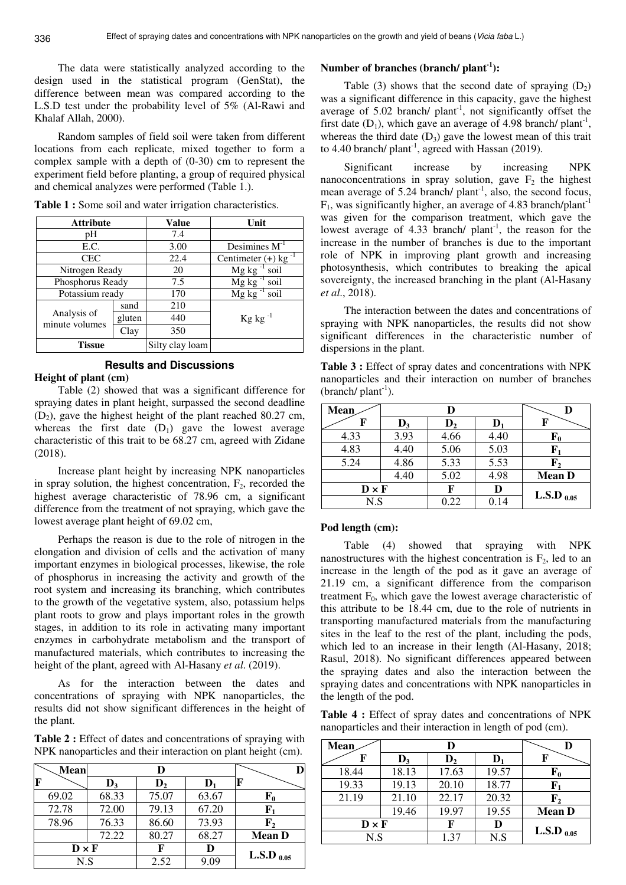The data were statistically analyzed according to the design used in the statistical program (GenStat), the difference between mean was compared according to the L.S.D test under the probability level of 5% (Al-Rawi and Khalaf Allah, 2000).

Random samples of field soil were taken from different locations from each replicate, mixed together to form a complex sample with a depth of (0-30) cm to represent the experiment field before planting, a group of required physical and chemical analyzes were performed (Table 1.).

**Table 1 :** Some soil and water irrigation characteristics.

| Attribute | | Value | Unit |
|---|---|---|---|
| pH | | 7.4 | |
| E.C. | | 3.00 | Desimines $M^{-1}$ |
| CEC | | 22.4 | Centimeter (+) $kg^{-1}$ |
| Nitrogen Ready | | 20 | Mg $kg^{-1}$ soil |
| Phosphorus Ready | | 7.5 | Mg $kg^{-1}$ soil |
| Potassium ready | | 170 | Mg $kg^{-1}$ soil |
| Analysis of minute volumes | sand | 210 | Kg $kg^{-1}$ |
| | gluten | 440 | |
| | Clay | 350 | |
| **Tissue** | | Silty clay loam | |

## Results and Discussions

### Height of plant (cm)

Table (2) showed that was a significant difference for spraying dates in plant height, surpassed the second deadline ($D_2$), gave the highest height of the plant reached 80.27 cm, whereas the first date ($D_1$) gave the lowest average characteristic of this trait to be 68.27 cm, agreed with Zidane (2018).

Increase plant height by increasing NPK nanoparticles in spray solution, the highest concentration, $F_2$, recorded the highest average characteristic of 78.96 cm, a significant difference from the treatment of not spraying, which gave the lowest average plant height of 69.02 cm,

Perhaps the reason is due to the role of nitrogen in the elongation and division of cells and the activation of many important enzymes in biological processes, likewise, the role of phosphorus in increasing the activity and growth of the root system and increasing its branching, which contributes to the growth of the vegetative system, also, potassium helps plant roots to grow and plays important roles in the growth stages, in addition to its role in activating many important enzymes in carbohydrate metabolism and the transport of manufactured materials, which contributes to increasing the height of the plant, agreed with Al-Hasany *et al.* (2019).

As for the interaction between the dates and concentrations of spraying with NPK nanoparticles, the results did not show significant differences in the height of the plant.

**Table 2 :** Effect of dates and concentrations of spraying with NPK nanoparticles and their interaction on plant height (cm).

| Mean / F | D: $D_3$ | $D_2$ | $D_1$ | D / F |
|---|---|---|---|---|
| 69.02 | 68.33 | 75.07 | 63.67 | $F_0$ |
| 72.78 | 72.00 | 79.13 | 67.20 | $F_1$ |
| 78.96 | 76.33 | 86.60 | 73.93 | $F_2$ |
| | 72.22 | 80.27 | 68.27 | **Mean D** |
| **D × F** | | **F** | **D** | **L.S.D $_{0.05}$** |
| N.S | | 2.52 | 9.09 | |

### Number of branches (branch/ plant$^{-1}$):

Table (3) shows that the second date of spraying ($D_2$) was a significant difference in this capacity, gave the highest average of 5.02 branch/ plant$^{-1}$, not significantly offset the first date ($D_1$), which gave an average of 4.98 branch/ plant$^{-1}$, whereas the third date ($D_3$) gave the lowest mean of this trait to 4.40 branch/ plant$^{-1}$, agreed with Hassan (2019).

Significant increase by increasing NPK nanoconcentrations in spray solution, gave $F_2$ the highest mean average of 5.24 branch/ plant$^{-1}$, also, the second focus, $F_1$, was significantly higher, an average of 4.83 branch/plant$^{-1}$ was given for the comparison treatment, which gave the lowest average of 4.33 branch/ plant$^{-1}$, the reason for the increase in the number of branches is due to the important role of NPK in improving plant growth and increasing photosynthesis, which contributes to breaking the apical sovereignty, the increased branching in the plant (Al-Hasany *et al.*, 2018).

The interaction between the dates and concentrations of spraying with NPK nanoparticles, the results did not show significant differences in the characteristic number of dispersions in the plant.

**Table 3 :** Effect of spray dates and concentrations with NPK nanoparticles and their interaction on number of branches (branch/ plant$^{-1}$).

| Mean / F | D: $D_3$ | $D_2$ | $D_1$ | D / F |
|---|---|---|---|---|
| 4.33 | 3.93 | 4.66 | 4.40 | $F_0$ |
| 4.83 | 4.40 | 5.06 | 5.03 | $F_1$ |
| 5.24 | 4.86 | 5.33 | 5.53 | $F_2$ |
| | 4.40 | 5.02 | 4.98 | **Mean D** |
| **D × F** | | **F** | **D** | **L.S.D $_{0.05}$** |
| N.S | | 0.22 | 0.14 | |

### Pod length (cm):

Table (4) showed that spraying with NPK nanostructures with the highest concentration is $F_2$, led to an increase in the length of the pod as it gave an average of 21.19 cm, a significant difference from the comparison treatment $F_0$, which gave the lowest average characteristic of this attribute to be 18.44 cm, due to the role of nutrients in transporting manufactured materials from the manufacturing sites in the leaf to the rest of the plant, including the pods, which led to an increase in their length (Al-Hasany, 2018; Rasul, 2018). No significant differences appeared between the spraying dates and also the interaction between the spraying dates and concentrations with NPK nanoparticles in the length of the pod.

**Table 4 :** Effect of spray dates and concentrations of NPK nanoparticles and their interaction in length of pod (cm).

| Mean / F | D: $D_3$ | $D_2$ | $D_1$ | D / F |
|---|---|---|---|---|
| 18.44 | 18.13 | 17.63 | 19.57 | $F_0$ |
| 19.33 | 19.13 | 20.10 | 18.77 | $F_1$ |
| 21.19 | 21.10 | 22.17 | 20.32 | $F_2$ |
| | 19.46 | 19.97 | 19.55 | **Mean D** |
| **D × F** | | **F** | **D** | **L.S.D $_{0.05}$** |
| N.S | | 1.37 | N.S | |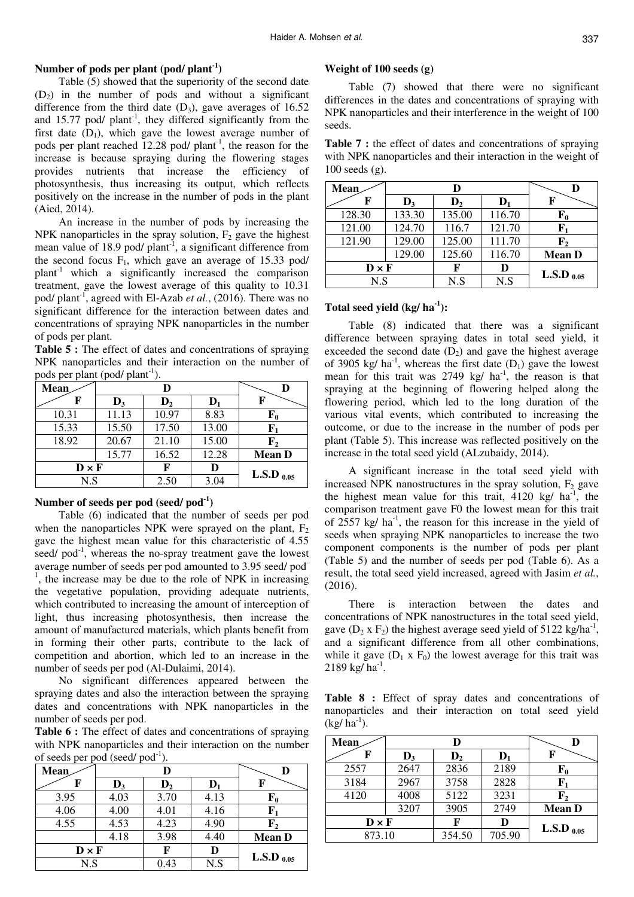### Number of pods per plant (pod/ plant$^{-1}$)

Table (5) showed that the superiority of the second date ($D_2$) in the number of pods and without a significant difference from the third date ($D_3$), gave averages of 16.52 and 15.77 pod/ plant$^{-1}$, they differed significantly from the first date ($D_1$), which gave the lowest average number of pods per plant reached 12.28 pod/ plant$^{-1}$, the reason for the increase is because spraying during the flowering stages provides nutrients that increase the efficiency of photosynthesis, thus increasing its output, which reflects positively on the increase in the number of pods in the plant (Aied, 2014).

An increase in the number of pods by increasing the NPK nanoparticles in the spray solution, $F_2$ gave the highest mean value of 18.9 pod/ plant$^{-1}$, a significant difference from the second focus $F_1$, which gave an average of 15.33 pod/ plant$^{-1}$ which a significantly increased the comparison treatment, gave the lowest average of this quality to 10.31 pod/ plant$^{-1}$, agreed with El-Azab *et al.*, (2016). There was no significant difference for the interaction between dates and concentrations of spraying NPK nanoparticles in the number of pods per plant.

**Table 5 :** The effect of dates and concentrations of spraying NPK nanoparticles and their interaction on the number of pods per plant (pod/ plant$^{-1}$).

| Mean / F | D | | | D / F |
|---|---|---|---|---|
| | $D_3$ | $D_2$ | $D_1$ | |
| 10.31 | 11.13 | 10.97 | 8.83 | $F_0$ |
| 15.33 | 15.50 | 17.50 | 13.00 | $F_1$ |
| 18.92 | 20.67 | 21.10 | 15.00 | $F_2$ |
| | 15.77 | 16.52 | 12.28 | Mean D |
| D × F | | F | D | L.S.D $_{0.05}$ |
| N.S | | 2.50 | 3.04 | |

### Number of seeds per pod (seed/ pod$^{-1}$)

Table (6) indicated that the number of seeds per pod when the nanoparticles NPK were sprayed on the plant, $F_2$ gave the highest mean value for this characteristic of 4.55 seed/ pod$^{-1}$, whereas the no-spray treatment gave the lowest average number of seeds per pod amounted to 3.95 seed/ pod$^{-1}$, the increase may be due to the role of NPK in increasing the vegetative population, providing adequate nutrients, which contributed to increasing the amount of interception of light, thus increasing photosynthesis, then increase the amount of manufactured materials, which plants benefit from in forming their other parts, contribute to the lack of competition and abortion, which led to an increase in the number of seeds per pod (Al-Dulaimi, 2014).

No significant differences appeared between the spraying dates and also the interaction between the spraying dates and concentrations with NPK nanoparticles in the number of seeds per pod.

**Table 6 :** The effect of dates and concentrations of spraying with NPK nanoparticles and their interaction on the number of seeds per pod (seed/ pod$^{-1}$).

| Mean / F | D | | | D / F |
|---|---|---|---|---|
| | $D_3$ | $D_2$ | $D_1$ | |
| 3.95 | 4.03 | 3.70 | 4.13 | $F_0$ |
| 4.06 | 4.00 | 4.01 | 4.16 | $F_1$ |
| 4.55 | 4.53 | 4.23 | 4.90 | $F_2$ |
| | 4.18 | 3.98 | 4.40 | Mean D |
| D × F | | F | D | L.S.D $_{0.05}$ |
| N.S | | 0.43 | N.S | |

### Weight of 100 seeds (g)

Table (7) showed that there were no significant differences in the dates and concentrations of spraying with NPK nanoparticles and their interference in the weight of 100 seeds.

**Table 7 :** the effect of dates and concentrations of spraying with NPK nanoparticles and their interaction in the weight of 100 seeds (g).

| Mean / F | D | | | D / F |
|---|---|---|---|---|
| | $D_3$ | $D_2$ | $D_1$ | |
| 128.30 | 133.30 | 135.00 | 116.70 | $F_0$ |
| 121.00 | 124.70 | 116.7 | 121.70 | $F_1$ |
| 121.90 | 129.00 | 125.00 | 111.70 | $F_2$ |
| | 129.00 | 125.60 | 116.70 | Mean D |
| D × F | | F | D | L.S.D $_{0.05}$ |
| N.S | | N.S | N.S | |

### Total seed yield (kg/ ha$^{-1}$):

Table (8) indicated that there was a significant difference between spraying dates in total seed yield, it exceeded the second date ($D_2$) and gave the highest average of 3905 kg/ ha$^{-1}$, whereas the first date ($D_1$) gave the lowest mean for this trait was 2749 kg/ ha$^{-1}$, the reason is that spraying at the beginning of flowering helped along the flowering period, which led to the long duration of the various vital events, which contributed to increasing the outcome, or due to the increase in the number of pods per plant (Table 5). This increase was reflected positively on the increase in the total seed yield (ALzubaidy, 2014).

A significant increase in the total seed yield with increased NPK nanostructures in the spray solution, $F_2$ gave the highest mean value for this trait, 4120 kg/ ha$^{-1}$, the comparison treatment gave F0 the lowest mean for this trait of 2557 kg/ ha$^{-1}$, the reason for this increase in the yield of seeds when spraying NPK nanoparticles to increase the two component components is the number of pods per plant (Table 5) and the number of seeds per pod (Table 6). As a result, the total seed yield increased, agreed with Jasim *et al.*, (2016).

There is interaction between the dates and concentrations of NPK nanostructures in the total seed yield, gave ($D_2$ x $F_2$) the highest average seed yield of 5122 kg/ha$^{-1}$, and a significant difference from all other combinations, while it gave ($D_1$ x $F_0$) the lowest average for this trait was 2189 kg/ ha$^{-1}$.

**Table 8 :** Effect of spray dates and concentrations of nanoparticles and their interaction on total seed yield (kg/ ha$^{-1}$).

| Mean / F | D | | | D / F |
|---|---|---|---|---|
| | $D_3$ | $D_2$ | $D_1$ | |
| 2557 | 2647 | 2836 | 2189 | $F_0$ |
| 3184 | 2967 | 3758 | 2828 | $F_1$ |
| 4120 | 4008 | 5122 | 3231 | $F_2$ |
| | 3207 | 3905 | 2749 | Mean D |
| D × F | | F | D | L.S.D $_{0.05}$ |
| 873.10 | | 354.50 | 705.90 | |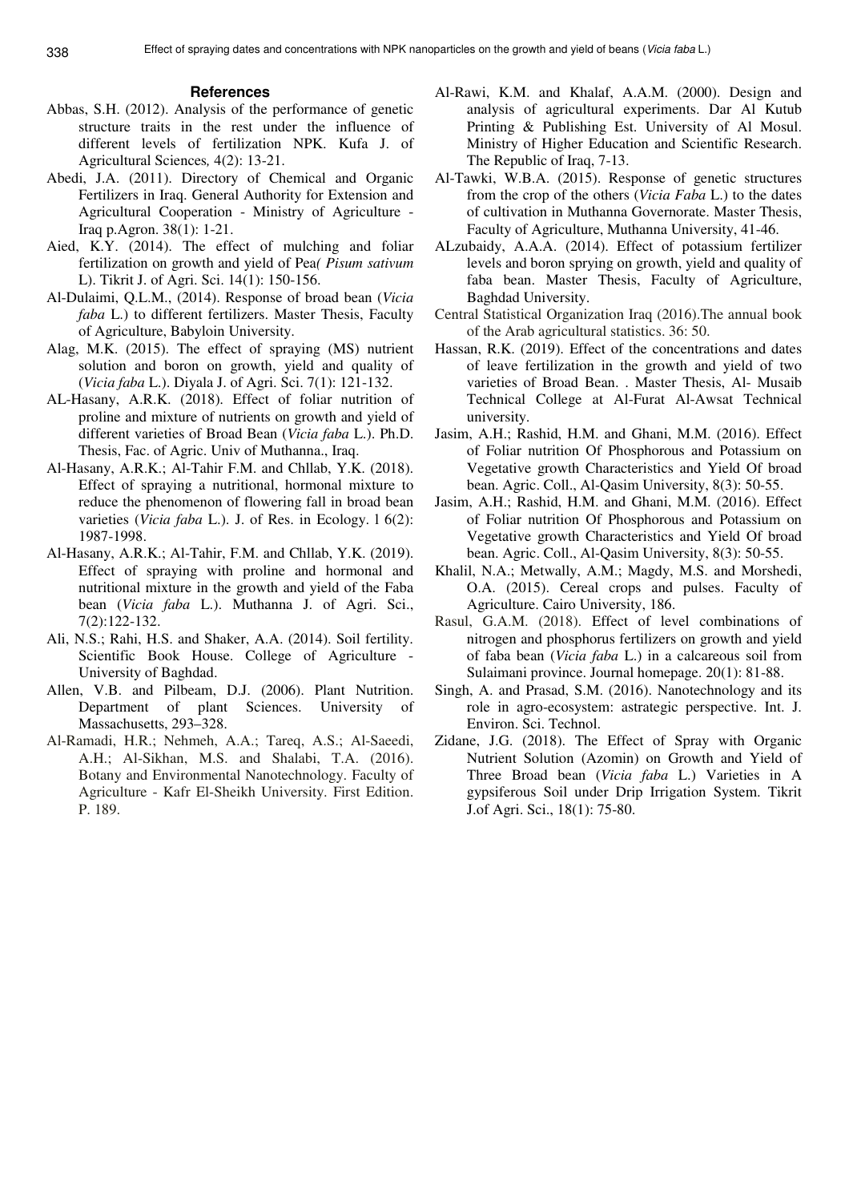## References

Abbas, S.H. (2012). Analysis of the performance of genetic structure traits in the rest under the influence of different levels of fertilization NPK. Kufa J. of Agricultural Sciences*,* 4(2): 13-21.

Abedi, J.A. (2011). Directory of Chemical and Organic Fertilizers in Iraq. General Authority for Extension and Agricultural Cooperation - Ministry of Agriculture - Iraq p.Agron. 38(1): 1-21.

Aied, K.Y. (2014). The effect of mulching and foliar fertilization on growth and yield of Pea*( Pisum sativum* L). Tikrit J. of Agri. Sci. 14(1): 150-156.

Al-Dulaimi, Q.L.M., (2014). Response of broad bean (*Vicia faba* L.) to different fertilizers. Master Thesis, Faculty of Agriculture, Babyloin University.

Alag, M.K. (2015). The effect of spraying (MS) nutrient solution and boron on growth, yield and quality of (*Vicia faba* L.). Diyala J. of Agri. Sci. 7(1): 121-132.

AL-Hasany, A.R.K. (2018). Effect of foliar nutrition of proline and mixture of nutrients on growth and yield of different varieties of Broad Bean (*Vicia faba* L.). Ph.D. Thesis, Fac. of Agric. Univ of Muthanna., Iraq.

Al-Hasany, A.R.K.; Al-Tahir F.M. and Chllab, Y.K. (2018). Effect of spraying a nutritional, hormonal mixture to reduce the phenomenon of flowering fall in broad bean varieties (*Vicia faba* L.). J. of Res. in Ecology. l 6(2): 1987-1998.

Al-Hasany, A.R.K.; Al-Tahir, F.M. and Chllab, Y.K. (2019). Effect of spraying with proline and hormonal and nutritional mixture in the growth and yield of the Faba bean (*Vicia faba* L.). Muthanna J. of Agri. Sci., 7(2):122-132.

Ali, N.S.; Rahi, H.S. and Shaker, A.A. (2014). Soil fertility. Scientific Book House. College of Agriculture - University of Baghdad.

Allen, V.B. and Pilbeam, D.J. (2006). Plant Nutrition. Department of plant Sciences. University of Massachusetts, 293–328.

Al-Ramadi, H.R.; Nehmeh, A.A.; Tareq, A.S.; Al-Saeedi, A.H.; Al-Sikhan, M.S. and Shalabi, T.A. (2016). Botany and Environmental Nanotechnology. Faculty of Agriculture - Kafr El-Sheikh University. First Edition. P. 189.

Al-Rawi, K.M. and Khalaf, A.A.M. (2000). Design and analysis of agricultural experiments. Dar Al Kutub Printing & Publishing Est. University of Al Mosul. Ministry of Higher Education and Scientific Research. The Republic of Iraq, 7-13.

Al-Tawki, W.B.A. (2015). Response of genetic structures from the crop of the others (*Vicia Faba* L.) to the dates of cultivation in Muthanna Governorate. Master Thesis, Faculty of Agriculture, Muthanna University, 41-46.

ALzubaidy, A.A.A. (2014). Effect of potassium fertilizer levels and boron sprying on growth, yield and quality of faba bean. Master Thesis, Faculty of Agriculture, Baghdad University.

Central Statistical Organization Iraq (2016).The annual book of the Arab agricultural statistics. 36: 50.

Hassan, R.K. (2019). Effect of the concentrations and dates of leave fertilization in the growth and yield of two varieties of Broad Bean. . Master Thesis, Al- Musaib Technical College at Al-Furat Al-Awsat Technical university.

Jasim, A.H.; Rashid, H.M. and Ghani, M.M. (2016). Effect of Foliar nutrition Of Phosphorous and Potassium on Vegetative growth Characteristics and Yield Of broad bean. Agric. Coll., Al-Qasim University, 8(3): 50-55.

Jasim, A.H.; Rashid, H.M. and Ghani, M.M. (2016). Effect of Foliar nutrition Of Phosphorous and Potassium on Vegetative growth Characteristics and Yield Of broad bean. Agric. Coll., Al-Qasim University, 8(3): 50-55.

Khalil, N.A.; Metwally, A.M.; Magdy, M.S. and Morshedi, O.A. (2015). Cereal crops and pulses. Faculty of Agriculture. Cairo University, 186.

Rasul, G.A.M. (2018). Effect of level combinations of nitrogen and phosphorus fertilizers on growth and yield of faba bean (*Vicia faba* L.) in a calcareous soil from Sulaimani province. Journal homepage. 20(1): 81-88.

Singh, A. and Prasad, S.M. (2016). Nanotechnology and its role in agro-ecosystem: astrategic perspective. Int. J. Environ. Sci. Technol.

Zidane, J.G. (2018). The Effect of Spray with Organic Nutrient Solution (Azomin) on Growth and Yield of Three Broad bean (*Vicia faba* L.) Varieties in A gypsiferous Soil under Drip Irrigation System. Tikrit J.of Agri. Sci., 18(1): 75-80.